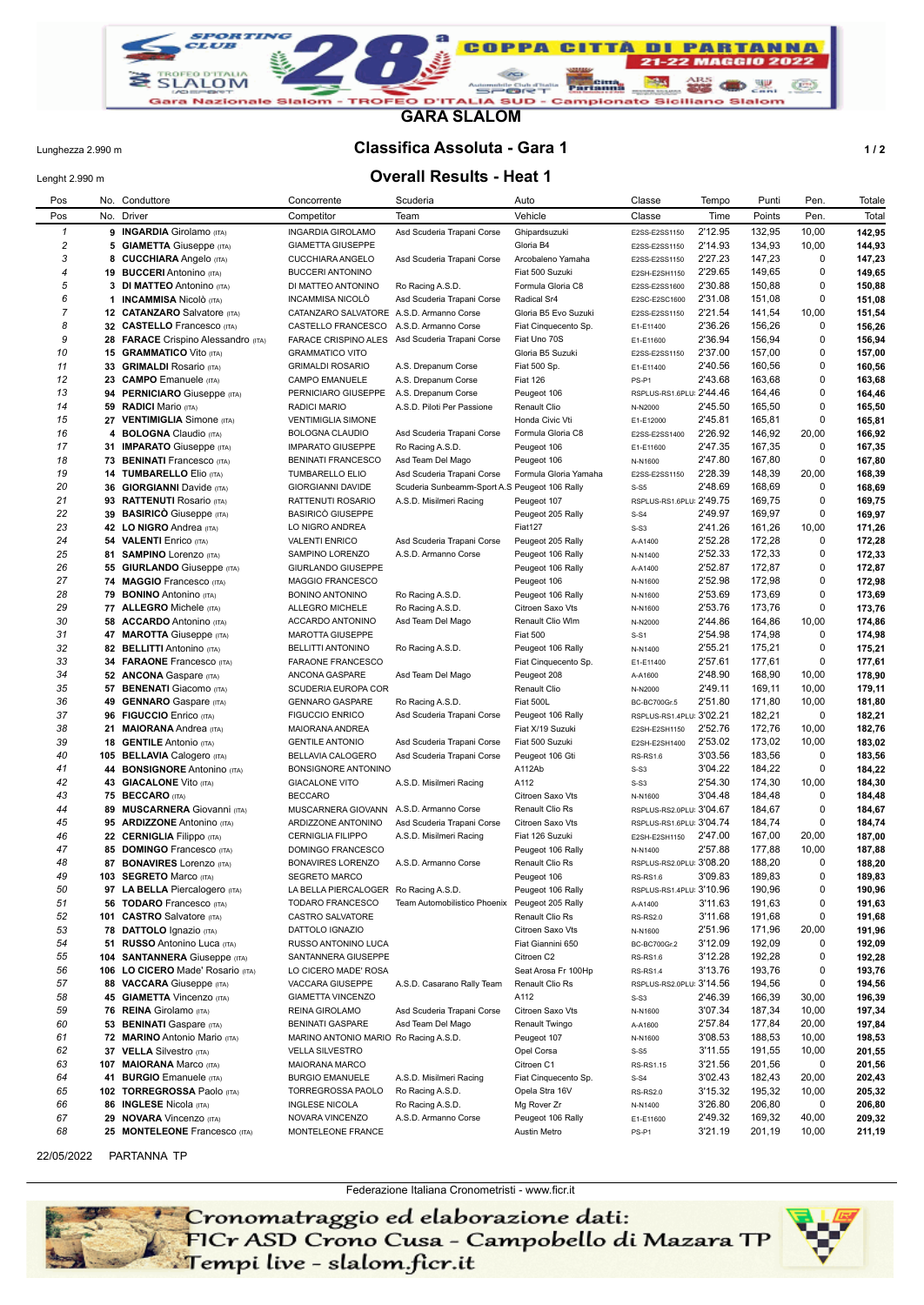# GARA SLALOM

## Classifica Assoluta - Gara 1

## Overall Results - Heat 1

Lunghezza 2.990 m

Lenght 2.990 m

| Pos | No. | Conduttore / Driver | Concorrente / Competitor | Scuderia / Team | Auto / Vehicle | Classe | Tempo / Time | Punti / Points | Pen. | Totale / Total |
|---|---|---|---|---|---|---|---|---|---|---|
| 1 | 9 | **INGARDIA** Girolamo (ITA) | INGARDIA GIROLAMO | Asd Scuderia Trapani Corse | Ghipardsuzuki | E2SS-E2SS1150 | 2'12.95 | 132,95 | 10,00 | **142,95** |
| 2 | 5 | **GIAMETTA** Giuseppe (ITA) | GIAMETTA GIUSEPPE | | Gloria B4 | E2SS-E2SS1150 | 2'14.93 | 134,93 | 10,00 | **144,93** |
| 3 | 8 | **CUCCHIARA** Angelo (ITA) | CUCCHIARA ANGELO | Asd Scuderia Trapani Corse | Arcobaleno Yamaha | E2SS-E2SS1150 | 2'27.23 | 147,23 | 0 | **147,23** |
| 4 | 19 | **BUCCERI** Antonino (ITA) | BUCCERI ANTONINO | | Fiat 500 Suzuki | E2SH-E2SH1150 | 2'29.65 | 149,65 | 0 | **149,65** |
| 5 | 3 | **DI MATTEO** Antonino (ITA) | DI MATTEO ANTONINO | Ro Racing A.S.D. | Formula Gloria C8 | E2SS-E2SS1600 | 2'30.88 | 150,88 | 0 | **150,88** |
| 6 | 1 | **INCAMMISA** Nicolò (ITA) | INCAMMISA NICOLÒ | Asd Scuderia Trapani Corse | Radical Sr4 | E2SC-E2SC1600 | 2'31.08 | 151,08 | 0 | **151,08** |
| 7 | 12 | **CATANZARO** Salvatore (ITA) | CATANZARO SALVATORE | A.S.D. Armanno Corse | Gloria B5 Evo Suzuki | E2SS-E2SS1150 | 2'21.54 | 141,54 | 10,00 | **151,54** |
| 8 | 32 | **CASTELLO** Francesco (ITA) | CASTELLO FRANCESCO | A.S.D. Armanno Corse | Fiat Cinquecento Sp. | E1-E11400 | 2'36.26 | 156,26 | 0 | **156,26** |
| 9 | 28 | **FARACE** Crispino Alessandro (ITA) | FARACE CRISPINO ALES | Asd Scuderia Trapani Corse | Fiat Uno 70S | E1-E11600 | 2'36.94 | 156,94 | 0 | **156,94** |
| 10 | 15 | **GRAMMATICO** Vito (ITA) | GRAMMATICO VITO | | Gloria B5 Suzuki | E2SS-E2SS1150 | 2'37.00 | 157,00 | 0 | **157,00** |
| 11 | 33 | **GRIMALDI** Rosario (ITA) | GRIMALDI ROSARIO | A.S. Drepanum Corse | Fiat 500 Sp. | E1-E11400 | 2'40.56 | 160,56 | 0 | **160,56** |
| 12 | 23 | **CAMPO** Emanuele (ITA) | CAMPO EMANUELE | A.S. Drepanum Corse | Fiat 126 | PS-P1 | 2'43.68 | 163,68 | 0 | **163,68** |
| 13 | 94 | **PERNICIARO** Giuseppe (ITA) | PERNICIARO GIUSEPPE | A.S. Drepanum Corse | Peugeot 106 | RSPLUS-RS1.6PLU | 2'44.46 | 164,46 | 0 | **164,46** |
| 14 | 59 | **RADICI** Mario (ITA) | RADICI MARIO | A.S.D. Piloti Per Passione | Renault Clio | N-N2000 | 2'45.50 | 165,50 | 0 | **165,50** |
| 15 | 27 | **VENTIMIGLIA** Simone (ITA) | VENTIMIGLIA SIMONE | | Honda Civic Vti | E1-E12000 | 2'45.81 | 165,81 | 0 | **165,81** |
| 16 | 4 | **BOLOGNA** Claudio (ITA) | BOLOGNA CLAUDIO | Asd Scuderia Trapani Corse | Formula Gloria C8 | E2SS-E2SS1400 | 2'26.92 | 146,92 | 20,00 | **166,92** |
| 17 | 31 | **IMPARATO** Giuseppe (ITA) | IMPARATO GIUSEPPE | Ro Racing A.S.D. | Peugeot 106 | E1-E11600 | 2'47.35 | 167,35 | 0 | **167,35** |
| 18 | 73 | **BENINATI** Francesco (ITA) | BENINATI FRANCESCO | Asd Team Del Mago | Peugeot 106 | N-N1600 | 2'47.80 | 167,80 | 0 | **167,80** |
| 19 | 14 | **TUMBARELLO** Elio (ITA) | TUMBARELLO ELIO | Asd Scuderia Trapani Corse | Formula Gloria Yamaha | E2SS-E2SS1150 | 2'28.39 | 148,39 | 20,00 | **168,39** |
| 20 | 36 | **GIORGIANNI** Davide (ITA) | GIORGIANNI DAVIDE | Scuderia Sunbeamm-Sport A.S | Peugeot 106 Rally | S-S5 | 2'48.69 | 168,69 | 0 | **168,69** |
| 21 | 93 | **RATTENUTI** Rosario (ITA) | RATTENUTI ROSARIO | A.S.D. Misilmeri Racing | Peugeot 107 | RSPLUS-RS1.6PLU | 2'49.75 | 169,75 | 0 | **169,75** |
| 22 | 39 | **BASIRICÒ** Giuseppe (ITA) | BASIRICÒ GIUSEPPE | | Peugeot 205 Rally | S-S4 | 2'49.97 | 169,97 | 0 | **169,97** |
| 23 | 42 | **LO NIGRO** Andrea (ITA) | LO NIGRO ANDREA | | Fiat127 | S-S3 | 2'41.26 | 161,26 | 10,00 | **171,26** |
| 24 | 54 | **VALENTI** Enrico (ITA) | VALENTI ENRICO | Asd Scuderia Trapani Corse | Peugeot 205 Rally | A-A1400 | 2'52.28 | 172,28 | 0 | **172,28** |
| 25 | 81 | **SAMPINO** Lorenzo (ITA) | SAMPINO LORENZO | A.S.D. Armanno Corse | Peugeot 106 Rally | N-N1400 | 2'52.33 | 172,33 | 0 | **172,33** |
| 26 | 55 | **GIURLANDO** Giuseppe (ITA) | GIURLANDO GIUSEPPE | | Peugeot 106 Rally | A-A1400 | 2'52.87 | 172,87 | 0 | **172,87** |
| 27 | 74 | **MAGGIO** Francesco (ITA) | MAGGIO FRANCESCO | | Peugeot 106 | N-N1600 | 2'52.98 | 172,98 | 0 | **172,98** |
| 28 | 79 | **BONINO** Antonino (ITA) | BONINO ANTONINO | Ro Racing A.S.D. | Peugeot 106 Rally | N-N1600 | 2'53.69 | 173,69 | 0 | **173,69** |
| 29 | 77 | **ALLEGRO** Michele (ITA) | ALLEGRO MICHELE | Ro Racing A.S.D. | Citroen Saxo Vts | N-N1600 | 2'53.76 | 173,76 | 0 | **173,76** |
| 30 | 58 | **ACCARDO** Antonino (ITA) | ACCARDO ANTONINO | Asd Team Del Mago | Renault Clio Wlm | N-N2000 | 2'44.86 | 164,86 | 10,00 | **174,86** |
| 31 | 47 | **MAROTTA** Giuseppe (ITA) | MAROTTA GIUSEPPE | | Fiat 500 | S-S1 | 2'54.98 | 174,98 | 0 | **174,98** |
| 32 | 82 | **BELLITTI** Antonino (ITA) | BELLITTI ANTONINO | Ro Racing A.S.D. | Peugeot 106 Rally | N-N1400 | 2'55.21 | 175,21 | 0 | **175,21** |
| 33 | 34 | **FARAONE** Francesco (ITA) | FARAONE FRANCESCO | | Fiat Cinquecento Sp. | E1-E11400 | 2'57.61 | 177,61 | 0 | **177,61** |
| 34 | 52 | **ANCONA** Gaspare (ITA) | ANCONA GASPARE | Asd Team Del Mago | Peugeot 208 | A-A1600 | 2'48.90 | 168,90 | 10,00 | **178,90** |
| 35 | 57 | **BENENATI** Giacomo (ITA) | SCUDERIA EUROPA COR | | Renault Clio | N-N2000 | 2'49.11 | 169,11 | 10,00 | **179,11** |
| 36 | 49 | **GENNARO** Gaspare (ITA) | GENNARO GASPARE | Ro Racing A.S.D. | Fiat 500L | BC-BC700Gr.5 | 2'51.80 | 171,80 | 10,00 | **181,80** |
| 37 | 96 | **FIGUCCIO** Enrico (ITA) | FIGUCCIO ENRICO | Asd Scuderia Trapani Corse | Peugeot 106 Rally | RSPLUS-RS1.4PLU | 3'02.21 | 182,21 | 0 | **182,21** |
| 38 | 21 | **MAIORANA** Andrea (ITA) | MAIORANA ANDREA | | Fiat X/19 Suzuki | E2SH-E2SH1150 | 2'52.76 | 172,76 | 10,00 | **182,76** |
| 39 | 18 | **GENTILE** Antonio (ITA) | GENTILE ANTONIO | Asd Scuderia Trapani Corse | Fiat 500 Suzuki | E2SH-E2SH1400 | 2'53.02 | 173,02 | 10,00 | **183,02** |
| 40 | 105 | **BELLAVIA** Calogero (ITA) | BELLAVIA CALOGERO | Asd Scuderia Trapani Corse | Peugeot 106 Gti | RS-RS1.6 | 3'03.56 | 183,56 | 0 | **183,56** |
| 41 | 44 | **BONSIGNORE** Antonino (ITA) | BONSIGNORE ANTONINO | | A112Abh | S-S3 | 3'04.22 | 184,22 | 0 | **184,22** |
| 42 | 43 | **GIACALONE** Vito (ITA) | GIACALONE VITO | A.S.D. Misilmeri Racing | A112 | S-S3 | 2'54.30 | 174,30 | 10,00 | **184,30** |
| 43 | 75 | **BECCARO** (ITA) | BECCARO | | Citroen Saxo Vts | N-N1600 | 3'04.48 | 184,48 | 0 | **184,48** |
| 44 | 89 | **MUSCARNERA** Giovanni (ITA) | MUSCARNERA GIOVANN | A.S.D. Armanno Corse | Renault Clio Rs | RSPLUS-RS2.0PLU | 3'04.67 | 184,67 | 0 | **184,67** |
| 45 | 95 | **ARDIZZONE** Antonino (ITA) | ARDIZZONE ANTONINO | Asd Scuderia Trapani Corse | Citroen Saxo Vts | RSPLUS-RS1.6PLU | 3'04.74 | 184,74 | 0 | **184,74** |
| 46 | 22 | **CERNIGLIA** Filippo (ITA) | CERNIGLIA FILIPPO | A.S.D. Misilmeri Racing | Fiat 126 Suzuki | E2SH-E2SH1150 | 2'47.00 | 167,00 | 20,00 | **187,00** |
| 47 | 85 | **DOMINGO** Francesco (ITA) | DOMINGO FRANCESCO | | Peugeot 106 Rally | N-N1400 | 2'57.88 | 177,88 | 10,00 | **187,88** |
| 48 | 87 | **BONAVIRES** Lorenzo (ITA) | BONAVIRES LORENZO | A.S.D. Armanno Corse | Renault Clio Rs | RSPLUS-RS2.0PLU | 3'08.20 | 188,20 | 0 | **188,20** |
| 49 | 103 | **SEGRETO** Marco (ITA) | SEGRETO MARCO | | Peugeot 106 | RS-RS1.6 | 3'09.83 | 189,83 | 0 | **189,83** |
| 50 | 97 | **LA BELLA** Piercalogero (ITA) | LA BELLA PIERCALOGER | Ro Racing A.S.D. | Peugeot 106 Rally | RSPLUS-RS1.4PLU | 3'10.96 | 190,96 | 0 | **190,96** |
| 51 | 56 | **TODARO** Francesco (ITA) | TODARO FRANCESCO | Team Automobilistico Phoenix | Peugeot 205 Rally | A-A1400 | 3'11.63 | 191,63 | 0 | **191,63** |
| 52 | 101 | **CASTRO** Salvatore (ITA) | CASTRO SALVATORE | | Renault Clio Rs | RS-RS2.0 | 3'11.68 | 191,68 | 0 | **191,68** |
| 53 | 78 | **DATTOLO** Ignazio (ITA) | DATTOLO IGNAZIO | | Citroen Saxo Vts | N-N1600 | 2'51.96 | 171,96 | 20,00 | **191,96** |
| 54 | 51 | **RUSSO** Antonino Luca (ITA) | RUSSO ANTONINO LUCA | | Fiat Giannini 650 | BC-BC700Gr.2 | 3'12.09 | 192,09 | 0 | **192,09** |
| 55 | 104 | **SANTANNERA** Giuseppe (ITA) | SANTANNERA GIUSEPPE | | Citroen C2 | RS-RS1.6 | 3'12.28 | 192,28 | 0 | **192,28** |
| 56 | 106 | **LO CICERO** Made' Rosario (ITA) | LO CICERO MADE' ROSA | | Seat Arosa Fr 100Hp | RS-RS1.4 | 3'13.76 | 193,76 | 0 | **193,76** |
| 57 | 88 | **VACCARA** Giuseppe (ITA) | VACCARA GIUSEPPE | A.S.D. Casarano Rally Team | Renault Clio Rs | RSPLUS-RS2.0PLU | 3'14.56 | 194,56 | 0 | **194,56** |
| 58 | 45 | **GIAMETTA** Vincenzo (ITA) | GIAMETTA VINCENZO | | A112 | S-S3 | 2'46.39 | 166,39 | 30,00 | **196,39** |
| 59 | 76 | **REINA** Girolamo (ITA) | REINA GIROLAMO | Asd Scuderia Trapani Corse | Citroen Saxo Vts | N-N1600 | 3'07.34 | 187,34 | 10,00 | **197,34** |
| 60 | 53 | **BENINATI** Gaspare (ITA) | BENINATI GASPARE | Asd Team Del Mago | Renault Twingo | A-A1600 | 2'57.84 | 177,84 | 20,00 | **197,84** |
| 61 | 72 | **MARINO** Antonio Mario (ITA) | MARINO ANTONIO MARIO | Ro Racing A.S.D. | Peugeot 107 | N-N1600 | 3'08.53 | 188,53 | 10,00 | **198,53** |
| 62 | 37 | **VELLA** Silvestro (ITA) | VELLA SILVESTRO | | Opel Corsa | S-S5 | 3'11.55 | 191,55 | 10,00 | **201,55** |
| 63 | 107 | **MAIORANA** Marco (ITA) | MAIORANA MARCO | | Citroen C1 | RS-RS1.15 | 3'21.56 | 201,56 | 0 | **201,56** |
| 64 | 41 | **BURGIO** Emanuele (ITA) | BURGIO EMANUELE | A.S.D. Misilmeri Racing | Fiat Cinquecento Sp. | S-S4 | 3'02.43 | 182,43 | 20,00 | **202,43** |
| 65 | 102 | **TORREGROSSA** Paolo (ITA) | TORREGROSSA PAOLO | Ro Racing A.S.D. | Opela Stra 16V | RS-RS2.0 | 3'15.32 | 195,32 | 10,00 | **205,32** |
| 66 | 86 | **INGLESE** Nicola (ITA) | INGLESE NICOLA | Ro Racing A.S.D. | Mg Rover Zr | N-N1400 | 3'26.80 | 206,80 | 0 | **206,80** |
| 67 | 29 | **NOVARA** Vincenzo (ITA) | NOVARA VINCENZO | A.S.D. Armanno Corse | Peugeot 106 Rally | E1-E11600 | 2'49.32 | 169,32 | 40,00 | **209,32** |
| 68 | 25 | **MONTELEONE** Francesco (ITA) | MONTELEONE FRANCE | | Austin Metro | PS-P1 | 3'21.19 | 201,19 | 10,00 | **211,19** |

22/05/2022 PARTANNA TP

Federazione Italiana Cronometristi - www.ficr.it

Cronomatraggio ed elaborazione dati: FICr ASD Crono Cusa - Campobello di Mazara TP
Tempi live - slalom.ficr.it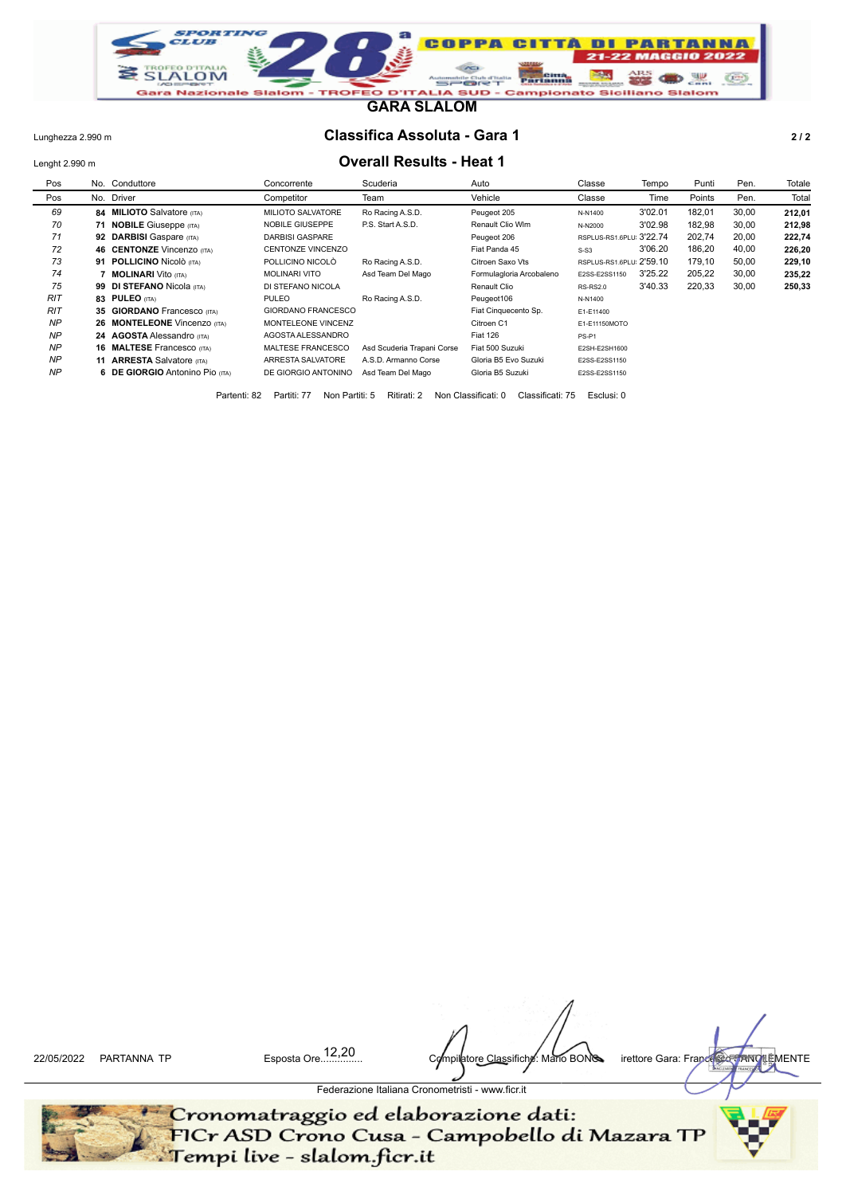# GARA SLALOM

Lunghezza 2.990 m

Lenght 2.990 m

## Classifica Assoluta - Gara 1

## Overall Results - Heat 1

| Pos<br>Pos | No.<br>No. | Conduttore<br>Driver | Concorrente<br>Competitor | Scuderia<br>Team | Auto<br>Vehicle | Classe<br>Classe | Tempo<br>Time | Punti<br>Points | Pen.<br>Pen. | Totale<br>Total |
|---|---|---|---|---|---|---|---|---|---|---|
| 69 | 84 | **MILIOTO** Salvatore (ITA) | MILIOTO SALVATORE | Ro Racing A.S.D. | Peugeot 205 | N-N1400 | 3'02.01 | 182,01 | 30,00 | **212,01** |
| 70 | 71 | **NOBILE** Giuseppe (ITA) | NOBILE GIUSEPPE | P.S. Start A.S.D. | Renault Clio Wlm | N-N2000 | 3'02.98 | 182,98 | 30,00 | **212,98** |
| 71 | 92 | **DARBISI** Gaspare (ITA) | DARBISI GASPARE | | Peugeot 206 | RSPLUS-RS1.6PLU: | 3'22.74 | 202,74 | 20,00 | **222,74** |
| 72 | 46 | **CENTONZE** Vincenzo (ITA) | CENTONZE VINCENZO | | Fiat Panda 45 | S-S3 | 3'06.20 | 186,20 | 40,00 | **226,20** |
| 73 | 91 | **POLLICINO** Nicolò (ITA) | POLLICINO NICOLÒ | Ro Racing A.S.D. | Citroen Saxo Vts | RSPLUS-RS1.6PLU: | 2'59.10 | 179,10 | 50,00 | **229,10** |
| 74 | 7 | **MOLINARI** Vito (ITA) | MOLINARI VITO | Asd Team Del Mago | Formulaglioria Arcobaleno | E2SS-E2SS1150 | 3'25.22 | 205,22 | 30,00 | **235,22** |
| 75 | 99 | **DI STEFANO** Nicola (ITA) | DI STEFANO NICOLA | | Renault Clio | RS-RS2.0 | 3'40.33 | 220,33 | 30,00 | **250,33** |
| RIT | 83 | **PULEO** (ITA) | PULEO | Ro Racing A.S.D. | Peugeot106 | N-N1400 | | | | |
| RIT | 35 | **GIORDANO** Francesco (ITA) | GIORDANO FRANCESCO | | Fiat Cinquecento Sp. | E1-E11400 | | | | |
| NP | 26 | **MONTELEONE** Vincenzo (ITA) | MONTELEONE VINCENZ | | Citroen C1 | E1-E11150MOTO | | | | |
| NP | 24 | **AGOSTA** Alessandro (ITA) | AGOSTA ALESSANDRO | | Fiat 126 | PS-P1 | | | | |
| NP | 16 | **MALTESE** Francesco (ITA) | MALTESE FRANCESCO | Asd Scuderia Trapani Corse | Fiat 500 Suzuki | E2SH-E2SH1600 | | | | |
| NP | 11 | **ARRESTA** Salvatore (ITA) | ARRESTA SALVATORE | A.S.D. Armanno Corse | Gloria B5 Evo Suzuki | E2SS-E2SS1150 | | | | |
| NP | 6 | **DE GIORGIO** Antonino Pio (ITA) | DE GIORGIO ANTONINO | Asd Team Del Mago | Gloria B5 Suzuki | E2SS-E2SS1150 | | | | |

Partenti: 82 Partiti: 77 Non Partiti: 5 Ritirati: 2 Non Classificati: 0 Classificati: 75 Esclusi: 0

22/05/2022 PARTANNA TP

Esposta Ore 12,20

Compilatore Classifiche: Mario BONO

Direttore Gara: Francesco CLEMENTE

Federazione Italiana Cronometristi - www.ficr.it

Cronometraggio ed elaborazione dati: FICr ASD Crono Cusa - Campobello di Mazara TP
Tempi live - slalom.ficr.it